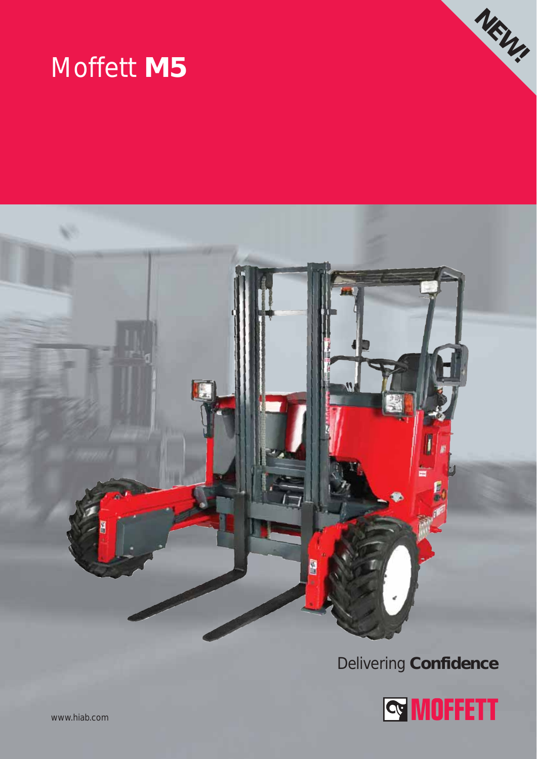# Moffett **M5**

NEW!

Delivering **Confidence**

MOFFETT

www.hiab.com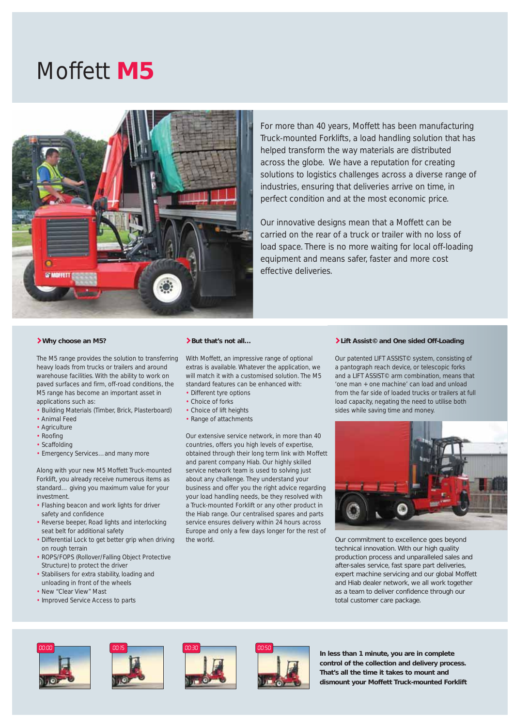# Moffett **M5**

For more than 40 years, Moffett has been manufacturing Truck-mounted Forklifts, a load handling solution that has helped transform the way materials are distributed across the globe. We have a reputation for creating solutions to logistics challenges across a diverse range of industries, ensuring that deliveries arrive on time, in perfect condition and at the most economic price.

Our innovative designs mean that a Moffett can be carried on the rear of a truck or trailer with no loss of load space. There is no more waiting for local off-loading equipment and means safer, faster and more cost effective deliveries.

### Why choose an M5?

The M5 range provides the solution to transferring heavy loads from trucks or trailers and around warehouse facilities. With the ability to work on paved surfaces and firm, off-road conditions, the M5 range has become an important asset in applications such as:

- Building Materials (Timber, Brick, Plasterboard)
- Animal Feed
- Agriculture
- Roofing
- Scaffolding
- Emergency Services… and many more

Along with your new M5 Moffett Truck-mounted Forklift, you already receive numerous items as standard… giving you maximum value for your investment.

- Flashing beacon and work lights for driver safety and confidence
- Reverse beeper, Road lights and interlocking seat belt for additional safety
- Differential Lock to get better grip when driving on rough terrain
- ROPS/FOPS (Rollover/Falling Object Protective Structure) to protect the driver
- Stabilisers for extra stability, loading and unloading in front of the wheels
- New “Clear View” Mast
- Improved Service Access to parts

### But that's not all…

With Moffett, an impressive range of optional extras is available. Whatever the application, we will match it with a customised solution. The M5 standard features can be enhanced with:

- Different tyre options
- Choice of forks
- Choice of lift heights
- Range of attachments

Our extensive service network, in more than 40 countries, offers you high levels of expertise, obtained through their long term link with Moffett and parent company Hiab. Our highly skilled service network team is used to solving just about any challenge. They understand your business and offer you the right advice regarding your load handling needs, be they resolved with a Truck-mounted Forklift or any other product in the Hiab range. Our centralised spares and parts service ensures delivery within 24 hours across Europe and only a few days longer for the rest of the world.

### Lift Assist© and One sided Off-Loading

Our patented LIFT ASSIST© system, consisting of a pantograph reach device, or telescopic forks and a LIFT ASSIST© arm combination, means that ‘one man + one machine’ can load and unload from the far side of loaded trucks or trailers at full load capacity, negating the need to utilise both sides while saving time and money.

Our commitment to excellence goes beyond technical innovation. With our high quality production process and unparalleled sales and after-sales service, fast spare part deliveries, expert machine servicing and our global Moffett and Hiab dealer network, we all work together as a team to deliver confidence through our total customer care package.

00:00 00:15 00:30 00:50

**In less than 1 minute, you are in complete control of the collection and delivery process. That's all the time it takes to mount and dismount your Moffett Truck-mounted Forklift**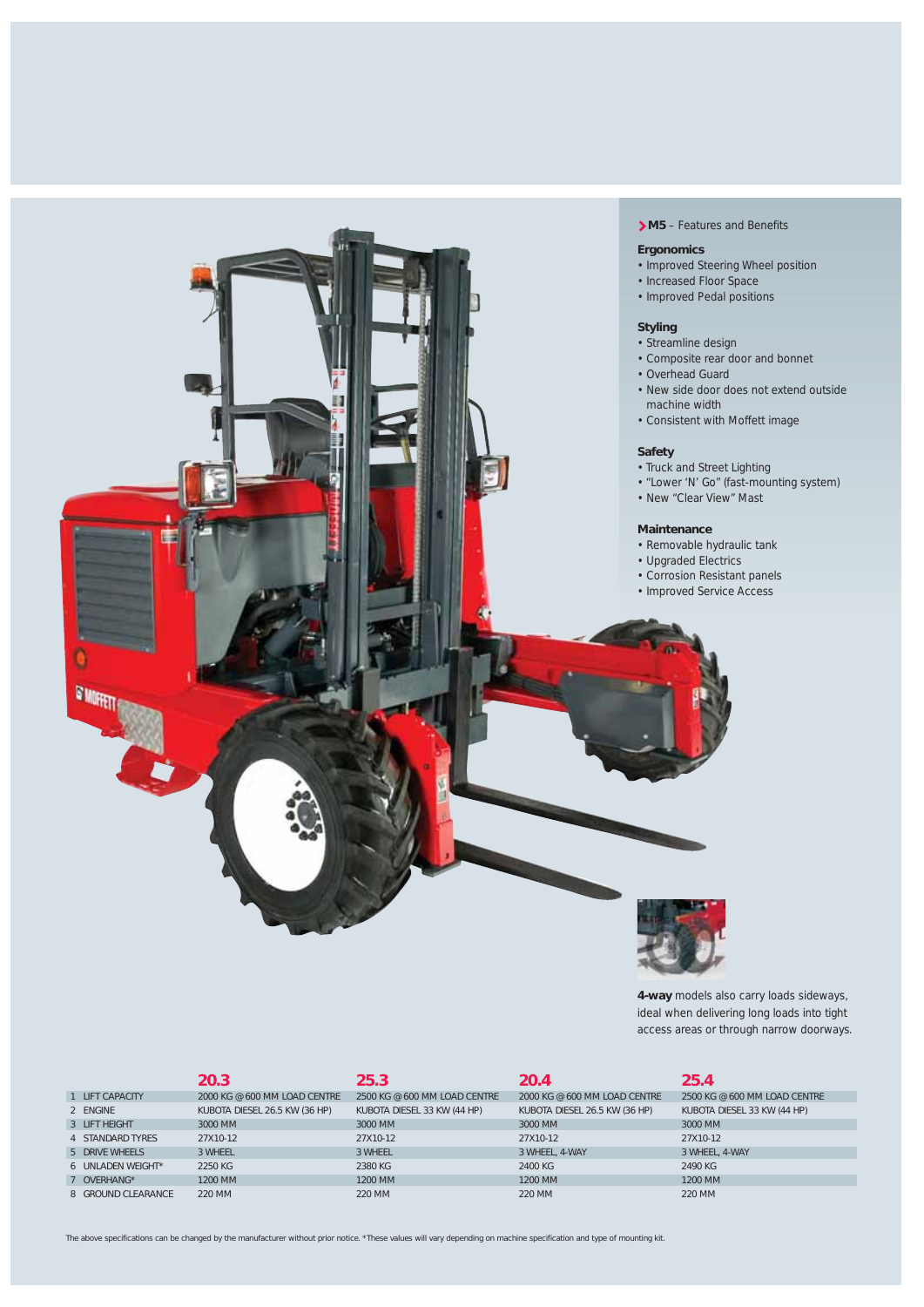**M5** – Features and Benefits

### Ergonomics

- Improved Steering Wheel position
- Increased Floor Space
- Improved Pedal positions

### Styling

- Streamline design
- Composite rear door and bonnet
- Overhead Guard
- New side door does not extend outside machine width
- Consistent with Moffett image

### Safety

- Truck and Street Lighting
- "Lower 'N' Go" (fast-mounting system)
- New "Clear View" Mast

### Maintenance

- Removable hydraulic tank
- Upgraded Electrics
- Corrosion Resistant panels
- Improved Service Access

**4-way** models also carry loads sideways, ideal when delivering long loads into tight access areas or through narrow doorways.

| | 20.3 | 25.3 | 20.4 | 25.4 |
|---|---|---|---|---|
| 1 LIFT CAPACITY | 2000 KG @ 600 MM LOAD CENTRE | 2500 KG @ 600 MM LOAD CENTRE | 2000 KG @ 600 MM LOAD CENTRE | 2500 KG @ 600 MM LOAD CENTRE |
| 2 ENGINE | KUBOTA DIESEL 26.5 KW (36 HP) | KUBOTA DIESEL 33 KW (44 HP) | KUBOTA DIESEL 26.5 KW (36 HP) | KUBOTA DIESEL 33 KW (44 HP) |
| 3 LIFT HEIGHT | 3000 MM | 3000 MM | 3000 MM | 3000 MM |
| 4 STANDARD TYRES | 27X10-12 | 27X10-12 | 27X10-12 | 27X10-12 |
| 5 DRIVE WHEELS | 3 WHEEL | 3 WHEEL | 3 WHEEL, 4-WAY | 3 WHEEL, 4-WAY |
| 6 UNLADEN WEIGHT* | 2250 KG | 2380 KG | 2400 KG | 2490 KG |
| 7 OVERHANG* | 1200 MM | 1200 MM | 1200 MM | 1200 MM |
| 8 GROUND CLEARANCE | 220 MM | 220 MM | 220 MM | 220 MM |

The above specifications can be changed by the manufacturer without prior notice. *These values will vary depending on machine specification and type of mounting kit.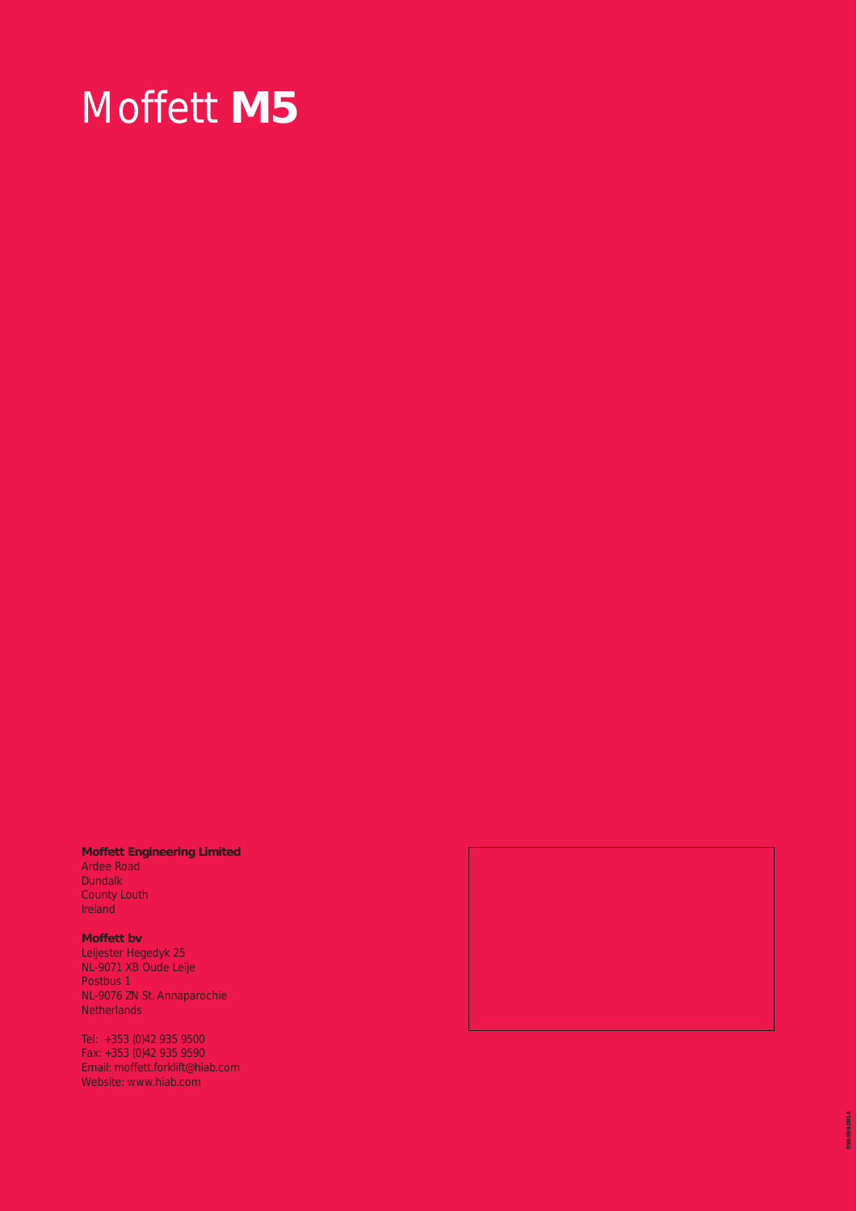# Moffett **M5**

**Moffett Engineering Limited**
Ardee Road
Dundalk
County Louth
Ireland

**Moffett bv**
Leijester Hegedyk 25
NL-9071 XB Oude Leije
Postbus 1
NL-9076 ZN St. Annaparochie
Netherlands

Tel: +353 (0)42 935 9500
Fax: +353 (0)42 935 9590
Email: moffett.forklift@hiab.com
Website: www.hiab.com

099.999.0914